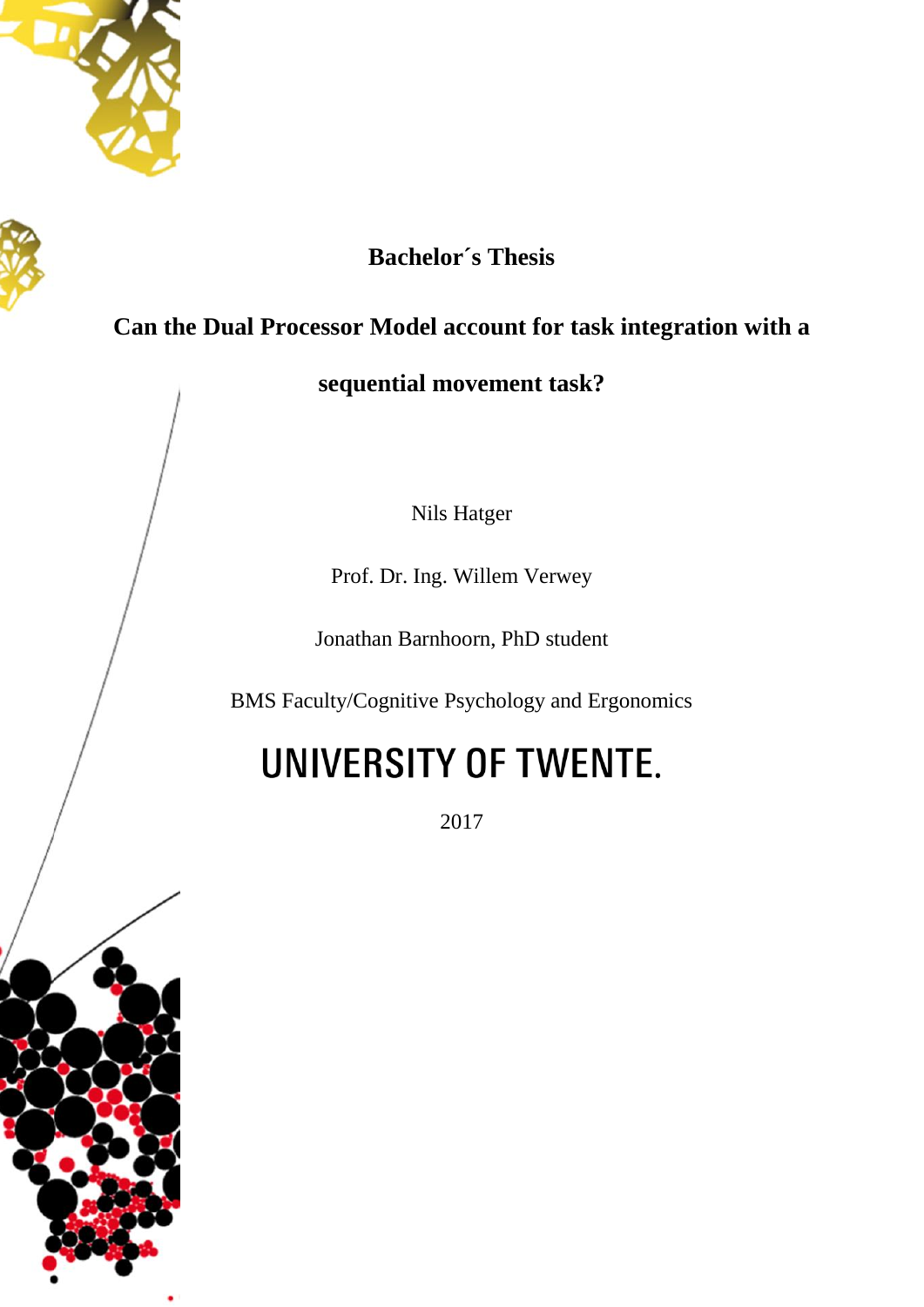**Bachelor´s Thesis**

# Can the Dual Processor Model account for task integration with a sequential movement task?

Nils Hatger

Prof. Dr. Ing. Willem Verwey

Jonathan Barnhoorn, PhD student

BMS Faculty/Cognitive Psychology and Ergonomics

UNIVERSITY OF TWENTE.

2017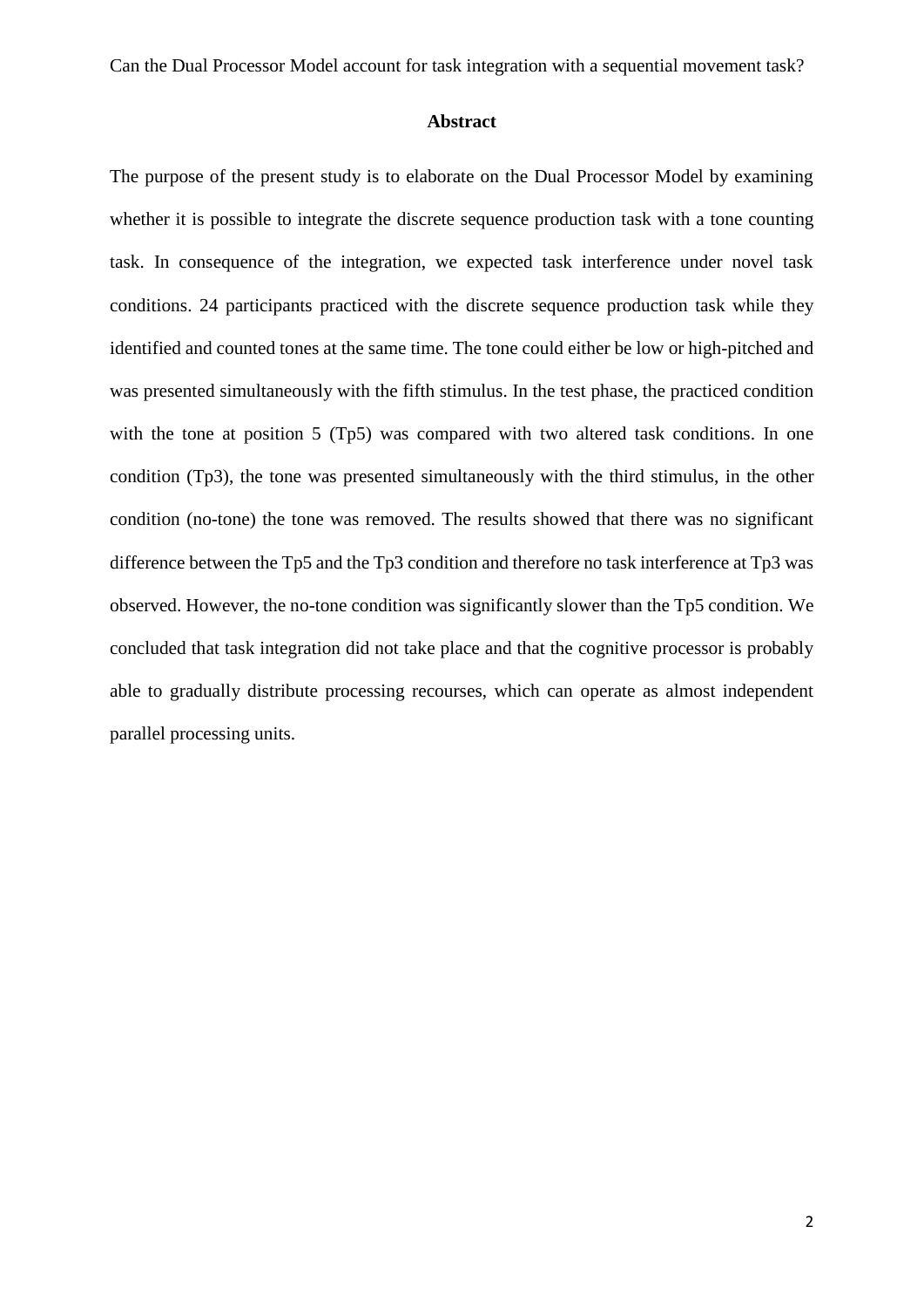Can the Dual Processor Model account for task integration with a sequential movement task?

## Abstract

The purpose of the present study is to elaborate on the Dual Processor Model by examining whether it is possible to integrate the discrete sequence production task with a tone counting task. In consequence of the integration, we expected task interference under novel task conditions. 24 participants practiced with the discrete sequence production task while they identified and counted tones at the same time. The tone could either be low or high-pitched and was presented simultaneously with the fifth stimulus. In the test phase, the practiced condition with the tone at position 5 (Tp5) was compared with two altered task conditions. In one condition (Tp3), the tone was presented simultaneously with the third stimulus, in the other condition (no-tone) the tone was removed. The results showed that there was no significant difference between the Tp5 and the Tp3 condition and therefore no task interference at Tp3 was observed. However, the no-tone condition was significantly slower than the Tp5 condition. We concluded that task integration did not take place and that the cognitive processor is probably able to gradually distribute processing recourses, which can operate as almost independent parallel processing units.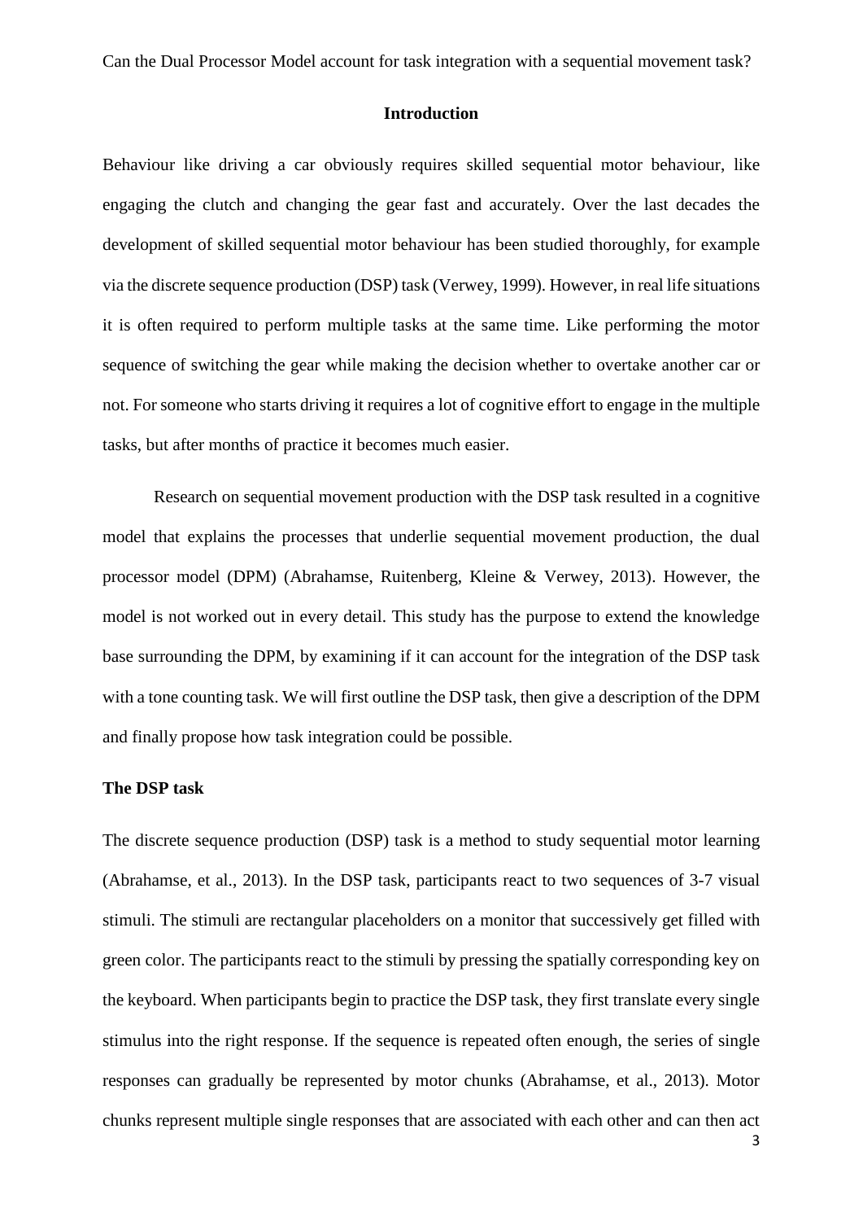Can the Dual Processor Model account for task integration with a sequential movement task?

## Introduction

Behaviour like driving a car obviously requires skilled sequential motor behaviour, like engaging the clutch and changing the gear fast and accurately. Over the last decades the development of skilled sequential motor behaviour has been studied thoroughly, for example via the discrete sequence production (DSP) task (Verwey, 1999). However, in real life situations it is often required to perform multiple tasks at the same time. Like performing the motor sequence of switching the gear while making the decision whether to overtake another car or not. For someone who starts driving it requires a lot of cognitive effort to engage in the multiple tasks, but after months of practice it becomes much easier.

Research on sequential movement production with the DSP task resulted in a cognitive model that explains the processes that underlie sequential movement production, the dual processor model (DPM) (Abrahamse, Ruitenberg, Kleine & Verwey, 2013). However, the model is not worked out in every detail. This study has the purpose to extend the knowledge base surrounding the DPM, by examining if it can account for the integration of the DSP task with a tone counting task. We will first outline the DSP task, then give a description of the DPM and finally propose how task integration could be possible.

### The DSP task

The discrete sequence production (DSP) task is a method to study sequential motor learning (Abrahamse, et al., 2013). In the DSP task, participants react to two sequences of 3-7 visual stimuli. The stimuli are rectangular placeholders on a monitor that successively get filled with green color. The participants react to the stimuli by pressing the spatially corresponding key on the keyboard. When participants begin to practice the DSP task, they first translate every single stimulus into the right response. If the sequence is repeated often enough, the series of single responses can gradually be represented by motor chunks (Abrahamse, et al., 2013). Motor chunks represent multiple single responses that are associated with each other and can then act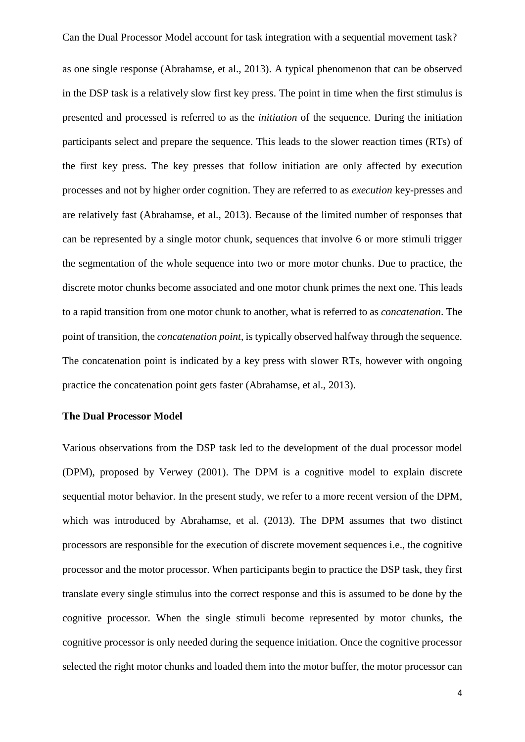as one single response (Abrahamse, et al., 2013). A typical phenomenon that can be observed in the DSP task is a relatively slow first key press. The point in time when the first stimulus is presented and processed is referred to as the *initiation* of the sequence. During the initiation participants select and prepare the sequence. This leads to the slower reaction times (RTs) of the first key press. The key presses that follow initiation are only affected by execution processes and not by higher order cognition. They are referred to as *execution* key-presses and are relatively fast (Abrahamse, et al., 2013). Because of the limited number of responses that can be represented by a single motor chunk, sequences that involve 6 or more stimuli trigger the segmentation of the whole sequence into two or more motor chunks. Due to practice, the discrete motor chunks become associated and one motor chunk primes the next one. This leads to a rapid transition from one motor chunk to another, what is referred to as *concatenation*. The point of transition, the *concatenation point*, is typically observed halfway through the sequence. The concatenation point is indicated by a key press with slower RTs, however with ongoing practice the concatenation point gets faster (Abrahamse, et al., 2013).

**The Dual Processor Model**

Various observations from the DSP task led to the development of the dual processor model (DPM), proposed by Verwey (2001). The DPM is a cognitive model to explain discrete sequential motor behavior. In the present study, we refer to a more recent version of the DPM, which was introduced by Abrahamse, et al. (2013). The DPM assumes that two distinct processors are responsible for the execution of discrete movement sequences i.e., the cognitive processor and the motor processor. When participants begin to practice the DSP task, they first translate every single stimulus into the correct response and this is assumed to be done by the cognitive processor. When the single stimuli become represented by motor chunks, the cognitive processor is only needed during the sequence initiation. Once the cognitive processor selected the right motor chunks and loaded them into the motor buffer, the motor processor can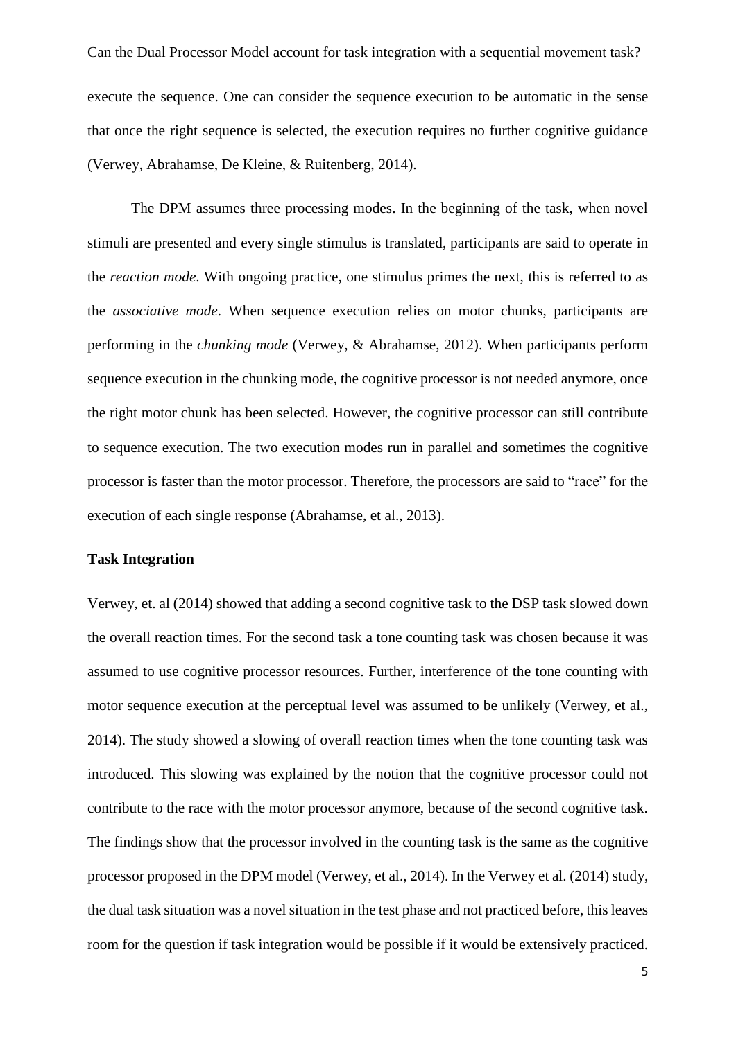execute the sequence. One can consider the sequence execution to be automatic in the sense that once the right sequence is selected, the execution requires no further cognitive guidance (Verwey, Abrahamse, De Kleine, & Ruitenberg, 2014).

The DPM assumes three processing modes. In the beginning of the task, when novel stimuli are presented and every single stimulus is translated, participants are said to operate in the *reaction mode*. With ongoing practice, one stimulus primes the next, this is referred to as the *associative mode*. When sequence execution relies on motor chunks, participants are performing in the *chunking mode* (Verwey, & Abrahamse, 2012). When participants perform sequence execution in the chunking mode, the cognitive processor is not needed anymore, once the right motor chunk has been selected. However, the cognitive processor can still contribute to sequence execution. The two execution modes run in parallel and sometimes the cognitive processor is faster than the motor processor. Therefore, the processors are said to "race" for the execution of each single response (Abrahamse, et al., 2013).

**Task Integration**

Verwey, et. al (2014) showed that adding a second cognitive task to the DSP task slowed down the overall reaction times. For the second task a tone counting task was chosen because it was assumed to use cognitive processor resources. Further, interference of the tone counting with motor sequence execution at the perceptual level was assumed to be unlikely (Verwey, et al., 2014). The study showed a slowing of overall reaction times when the tone counting task was introduced. This slowing was explained by the notion that the cognitive processor could not contribute to the race with the motor processor anymore, because of the second cognitive task. The findings show that the processor involved in the counting task is the same as the cognitive processor proposed in the DPM model (Verwey, et al., 2014). In the Verwey et al. (2014) study, the dual task situation was a novel situation in the test phase and not practiced before, this leaves room for the question if task integration would be possible if it would be extensively practiced.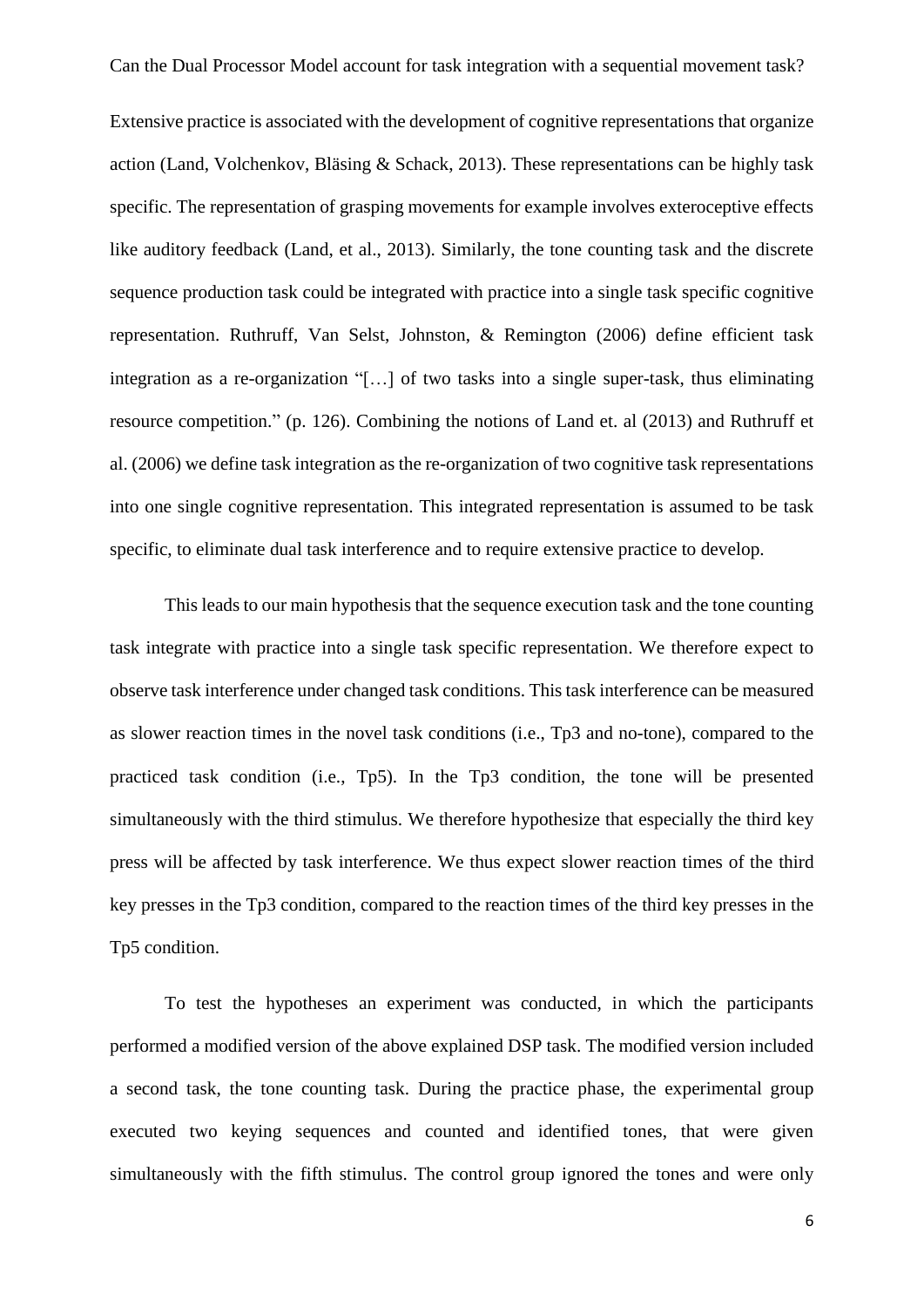Extensive practice is associated with the development of cognitive representations that organize action (Land, Volchenkov, Bläsing & Schack, 2013). These representations can be highly task specific. The representation of grasping movements for example involves exteroceptive effects like auditory feedback (Land, et al., 2013). Similarly, the tone counting task and the discrete sequence production task could be integrated with practice into a single task specific cognitive representation. Ruthruff, Van Selst, Johnston, & Remington (2006) define efficient task integration as a re-organization "[…] of two tasks into a single super-task, thus eliminating resource competition." (p. 126). Combining the notions of Land et. al (2013) and Ruthruff et al. (2006) we define task integration as the re-organization of two cognitive task representations into one single cognitive representation. This integrated representation is assumed to be task specific, to eliminate dual task interference and to require extensive practice to develop.

This leads to our main hypothesis that the sequence execution task and the tone counting task integrate with practice into a single task specific representation. We therefore expect to observe task interference under changed task conditions. This task interference can be measured as slower reaction times in the novel task conditions (i.e., Tp3 and no-tone), compared to the practiced task condition (i.e., Tp5). In the Tp3 condition, the tone will be presented simultaneously with the third stimulus. We therefore hypothesize that especially the third key press will be affected by task interference. We thus expect slower reaction times of the third key presses in the Tp3 condition, compared to the reaction times of the third key presses in the Tp5 condition.

To test the hypotheses an experiment was conducted, in which the participants performed a modified version of the above explained DSP task. The modified version included a second task, the tone counting task. During the practice phase, the experimental group executed two keying sequences and counted and identified tones, that were given simultaneously with the fifth stimulus. The control group ignored the tones and were only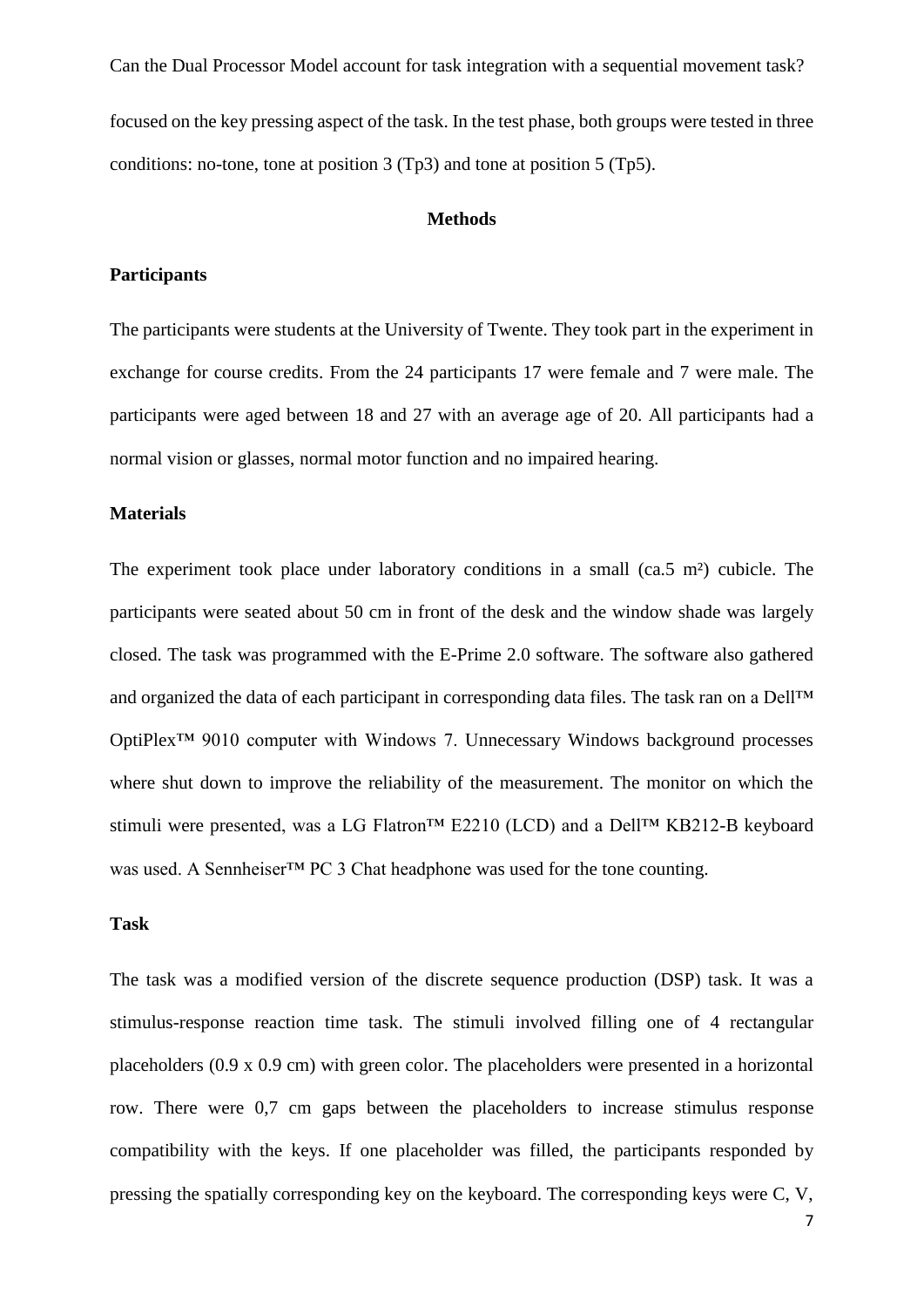focused on the key pressing aspect of the task. In the test phase, both groups were tested in three conditions: no-tone, tone at position 3 (Tp3) and tone at position 5 (Tp5).

## Methods

### Participants

The participants were students at the University of Twente. They took part in the experiment in exchange for course credits. From the 24 participants 17 were female and 7 were male. The participants were aged between 18 and 27 with an average age of 20. All participants had a normal vision or glasses, normal motor function and no impaired hearing.

### Materials

The experiment took place under laboratory conditions in a small (ca.5 m²) cubicle. The participants were seated about 50 cm in front of the desk and the window shade was largely closed. The task was programmed with the E-Prime 2.0 software. The software also gathered and organized the data of each participant in corresponding data files. The task ran on a Dell™ OptiPlex™ 9010 computer with Windows 7. Unnecessary Windows background processes where shut down to improve the reliability of the measurement. The monitor on which the stimuli were presented, was a LG Flatron™ E2210 (LCD) and a Dell™ KB212-B keyboard was used. A Sennheiser™ PC 3 Chat headphone was used for the tone counting.

### Task

The task was a modified version of the discrete sequence production (DSP) task. It was a stimulus-response reaction time task. The stimuli involved filling one of 4 rectangular placeholders (0.9 x 0.9 cm) with green color. The placeholders were presented in a horizontal row. There were 0,7 cm gaps between the placeholders to increase stimulus response compatibility with the keys. If one placeholder was filled, the participants responded by pressing the spatially corresponding key on the keyboard. The corresponding keys were C, V,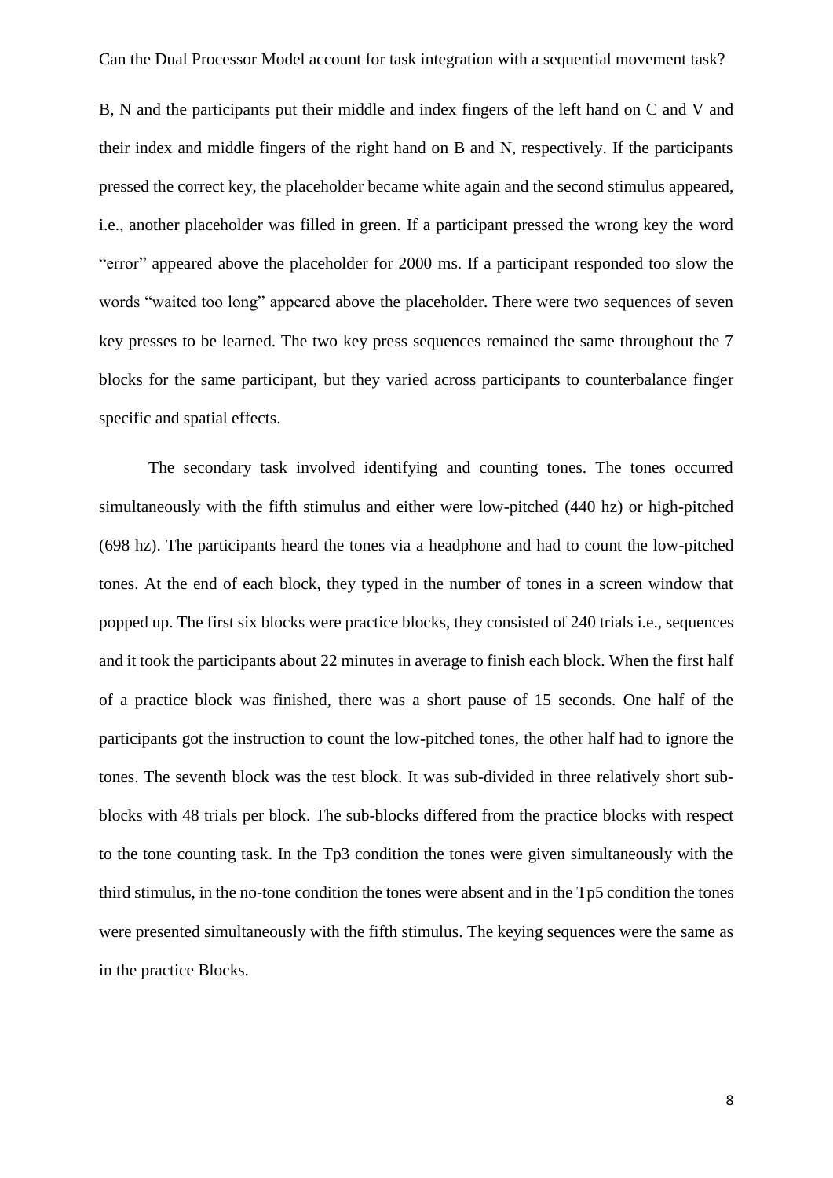B, N and the participants put their middle and index fingers of the left hand on C and V and their index and middle fingers of the right hand on B and N, respectively. If the participants pressed the correct key, the placeholder became white again and the second stimulus appeared, i.e., another placeholder was filled in green. If a participant pressed the wrong key the word "error" appeared above the placeholder for 2000 ms. If a participant responded too slow the words "waited too long" appeared above the placeholder. There were two sequences of seven key presses to be learned. The two key press sequences remained the same throughout the 7 blocks for the same participant, but they varied across participants to counterbalance finger specific and spatial effects.

The secondary task involved identifying and counting tones. The tones occurred simultaneously with the fifth stimulus and either were low-pitched (440 hz) or high-pitched (698 hz). The participants heard the tones via a headphone and had to count the low-pitched tones. At the end of each block, they typed in the number of tones in a screen window that popped up. The first six blocks were practice blocks, they consisted of 240 trials i.e., sequences and it took the participants about 22 minutes in average to finish each block. When the first half of a practice block was finished, there was a short pause of 15 seconds. One half of the participants got the instruction to count the low-pitched tones, the other half had to ignore the tones. The seventh block was the test block. It was sub-divided in three relatively short sub-blocks with 48 trials per block. The sub-blocks differed from the practice blocks with respect to the tone counting task. In the Tp3 condition the tones were given simultaneously with the third stimulus, in the no-tone condition the tones were absent and in the Tp5 condition the tones were presented simultaneously with the fifth stimulus. The keying sequences were the same as in the practice Blocks.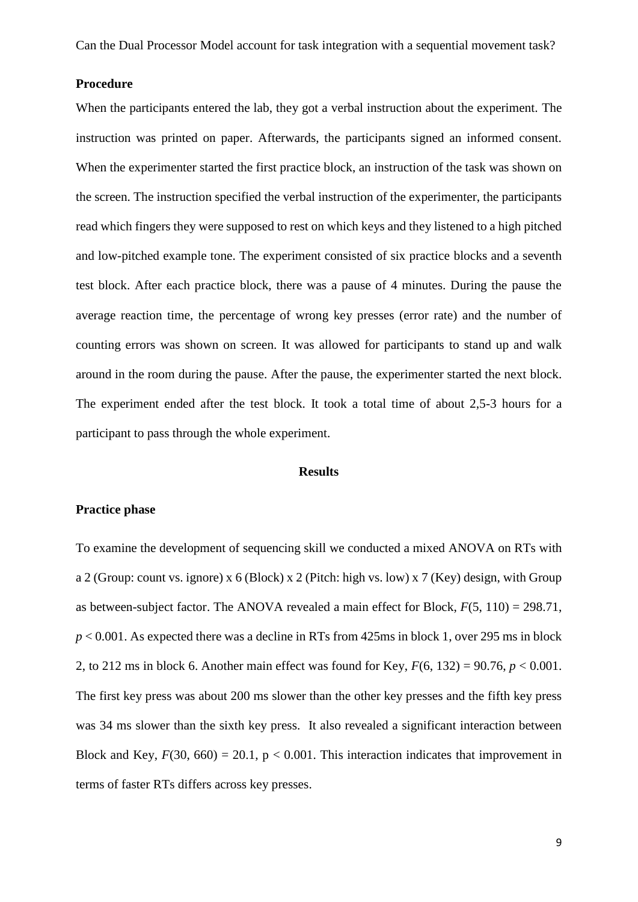**Procedure**

When the participants entered the lab, they got a verbal instruction about the experiment. The instruction was printed on paper. Afterwards, the participants signed an informed consent. When the experimenter started the first practice block, an instruction of the task was shown on the screen. The instruction specified the verbal instruction of the experimenter, the participants read which fingers they were supposed to rest on which keys and they listened to a high pitched and low-pitched example tone. The experiment consisted of six practice blocks and a seventh test block. After each practice block, there was a pause of 4 minutes. During the pause the average reaction time, the percentage of wrong key presses (error rate) and the number of counting errors was shown on screen. It was allowed for participants to stand up and walk around in the room during the pause. After the pause, the experimenter started the next block. The experiment ended after the test block. It took a total time of about 2,5-3 hours for a participant to pass through the whole experiment.

## Results

**Practice phase**

To examine the development of sequencing skill we conducted a mixed ANOVA on RTs with a 2 (Group: count vs. ignore) x 6 (Block) x 2 (Pitch: high vs. low) x 7 (Key) design, with Group as between-subject factor. The ANOVA revealed a main effect for Block, $F(5, 110) = 298.71$, $p < 0.001$. As expected there was a decline in RTs from 425ms in block 1, over 295 ms in block 2, to 212 ms in block 6. Another main effect was found for Key, $F(6, 132) = 90.76$, $p < 0.001$. The first key press was about 200 ms slower than the other key presses and the fifth key press was 34 ms slower than the sixth key press. It also revealed a significant interaction between Block and Key, $F(30, 660) = 20.1$, $p < 0.001$. This interaction indicates that improvement in terms of faster RTs differs across key presses.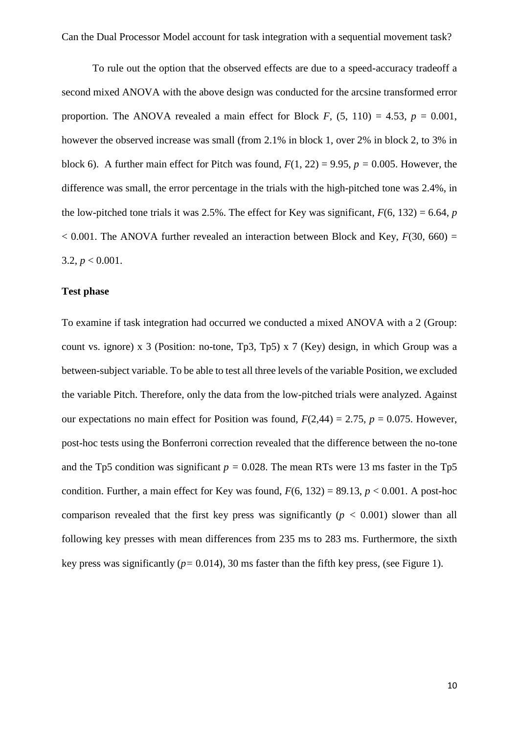To rule out the option that the observed effects are due to a speed-accuracy tradeoff a second mixed ANOVA with the above design was conducted for the arcsine transformed error proportion. The ANOVA revealed a main effect for Block $F$, $(5, 110) = 4.53$, $p = 0.001$, however the observed increase was small (from 2.1% in block 1, over 2% in block 2, to 3% in block 6). A further main effect for Pitch was found, $F(1, 22) = 9.95$, $p = 0.005$. However, the difference was small, the error percentage in the trials with the high-pitched tone was 2.4%, in the low-pitched tone trials it was 2.5%. The effect for Key was significant, $F(6, 132) = 6.64$, $p < 0.001$. The ANOVA further revealed an interaction between Block and Key, $F(30, 660) = 3.2$, $p < 0.001$.

**Test phase**

To examine if task integration had occurred we conducted a mixed ANOVA with a 2 (Group: count vs. ignore) x 3 (Position: no-tone, Tp3, Tp5) x 7 (Key) design, in which Group was a between-subject variable. To be able to test all three levels of the variable Position, we excluded the variable Pitch. Therefore, only the data from the low-pitched trials were analyzed. Against our expectations no main effect for Position was found, $F(2,44) = 2.75$, $p = 0.075$. However, post-hoc tests using the Bonferroni correction revealed that the difference between the no-tone and the Tp5 condition was significant $p = 0.028$. The mean RTs were 13 ms faster in the Tp5 condition. Further, a main effect for Key was found, $F(6, 132) = 89.13$, $p < 0.001$. A post-hoc comparison revealed that the first key press was significantly ($p < 0.001$) slower than all following key presses with mean differences from 235 ms to 283 ms. Furthermore, the sixth key press was significantly ($p = 0.014$), 30 ms faster than the fifth key press, (see Figure 1).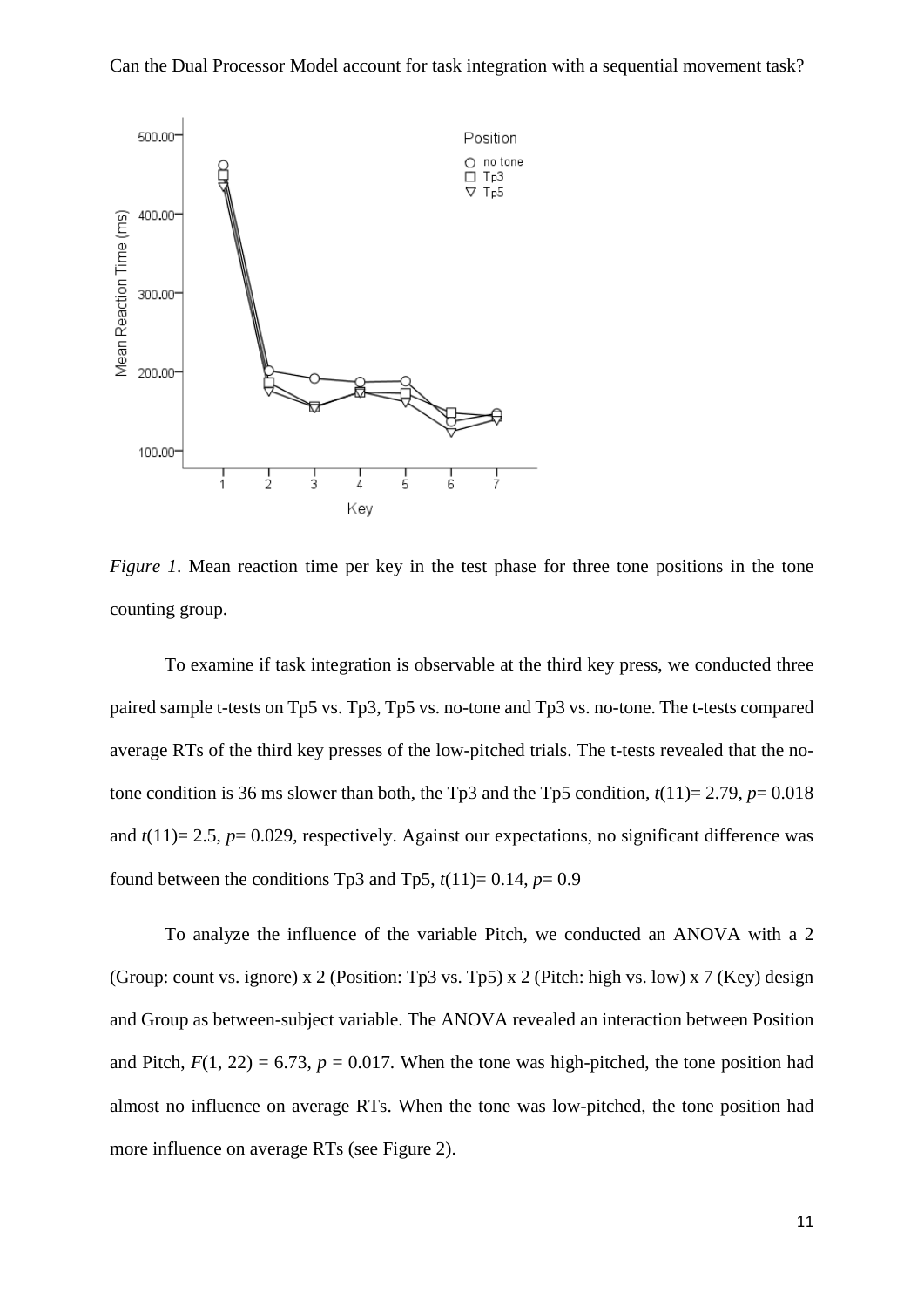*Figure 1*. Mean reaction time per key in the test phase for three tone positions in the tone counting group.

To examine if task integration is observable at the third key press, we conducted three paired sample t-tests on Tp5 vs. Tp3, Tp5 vs. no-tone and Tp3 vs. no-tone. The t-tests compared average RTs of the third key presses of the low-pitched trials. The t-tests revealed that the no-tone condition is 36 ms slower than both, the Tp3 and the Tp5 condition, $t(11)= 2.79$, $p= 0.018$ and $t(11)= 2.5$, $p= 0.029$, respectively. Against our expectations, no significant difference was found between the conditions Tp3 and Tp5, $t(11)= 0.14$, $p= 0.9$

To analyze the influence of the variable Pitch, we conducted an ANOVA with a 2 (Group: count vs. ignore) x 2 (Position: Tp3 vs. Tp5) x 2 (Pitch: high vs. low) x 7 (Key) design and Group as between-subject variable. The ANOVA revealed an interaction between Position and Pitch, $F(1, 22) = 6.73$, $p = 0.017$. When the tone was high-pitched, the tone position had almost no influence on average RTs. When the tone was low-pitched, the tone position had more influence on average RTs (see Figure 2).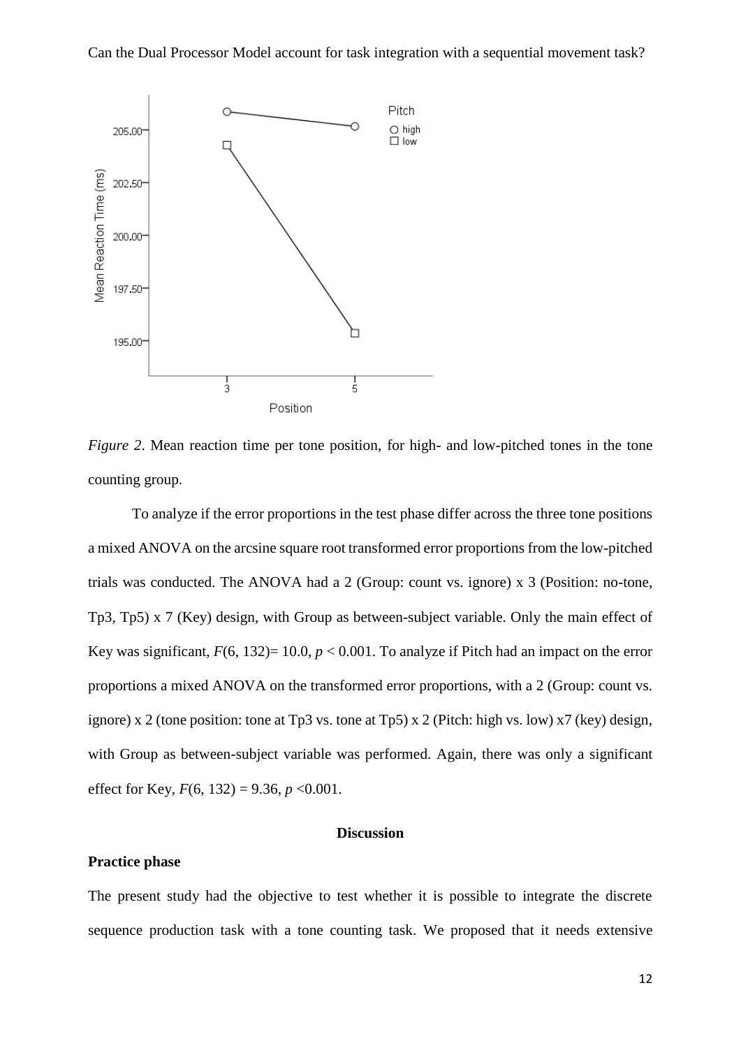*Figure 2*. Mean reaction time per tone position, for high- and low-pitched tones in the tone counting group.

To analyze if the error proportions in the test phase differ across the three tone positions a mixed ANOVA on the arcsine square root transformed error proportions from the low-pitched trials was conducted. The ANOVA had a 2 (Group: count vs. ignore) x 3 (Position: no-tone, Tp3, Tp5) x 7 (Key) design, with Group as between-subject variable. Only the main effect of Key was significant, $F(6, 132) = 10.0$, $p < 0.001$. To analyze if Pitch had an impact on the error proportions a mixed ANOVA on the transformed error proportions, with a 2 (Group: count vs. ignore) x 2 (tone position: tone at Tp3 vs. tone at Tp5) x 2 (Pitch: high vs. low) x7 (key) design, with Group as between-subject variable was performed. Again, there was only a significant effect for Key, $F(6, 132) = 9.36$, $p < 0.001$.

## Discussion

### Practice phase

The present study had the objective to test whether it is possible to integrate the discrete sequence production task with a tone counting task. We proposed that it needs extensive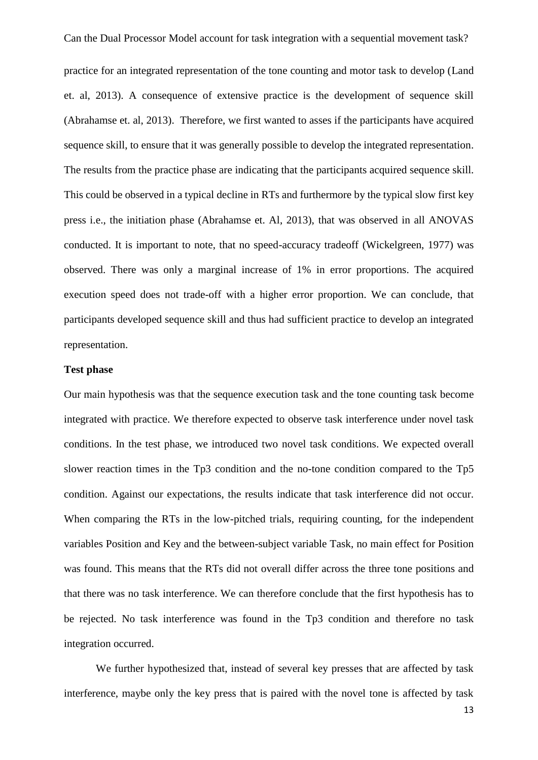practice for an integrated representation of the tone counting and motor task to develop (Land et. al, 2013). A consequence of extensive practice is the development of sequence skill (Abrahamse et. al, 2013). Therefore, we first wanted to asses if the participants have acquired sequence skill, to ensure that it was generally possible to develop the integrated representation. The results from the practice phase are indicating that the participants acquired sequence skill. This could be observed in a typical decline in RTs and furthermore by the typical slow first key press i.e., the initiation phase (Abrahamse et. Al, 2013), that was observed in all ANOVAS conducted. It is important to note, that no speed-accuracy tradeoff (Wickelgreen, 1977) was observed. There was only a marginal increase of 1% in error proportions. The acquired execution speed does not trade-off with a higher error proportion. We can conclude, that participants developed sequence skill and thus had sufficient practice to develop an integrated representation.

**Test phase**

Our main hypothesis was that the sequence execution task and the tone counting task become integrated with practice. We therefore expected to observe task interference under novel task conditions. In the test phase, we introduced two novel task conditions. We expected overall slower reaction times in the Tp3 condition and the no-tone condition compared to the Tp5 condition. Against our expectations, the results indicate that task interference did not occur. When comparing the RTs in the low-pitched trials, requiring counting, for the independent variables Position and Key and the between-subject variable Task, no main effect for Position was found. This means that the RTs did not overall differ across the three tone positions and that there was no task interference. We can therefore conclude that the first hypothesis has to be rejected. No task interference was found in the Tp3 condition and therefore no task integration occurred.

We further hypothesized that, instead of several key presses that are affected by task interference, maybe only the key press that is paired with the novel tone is affected by task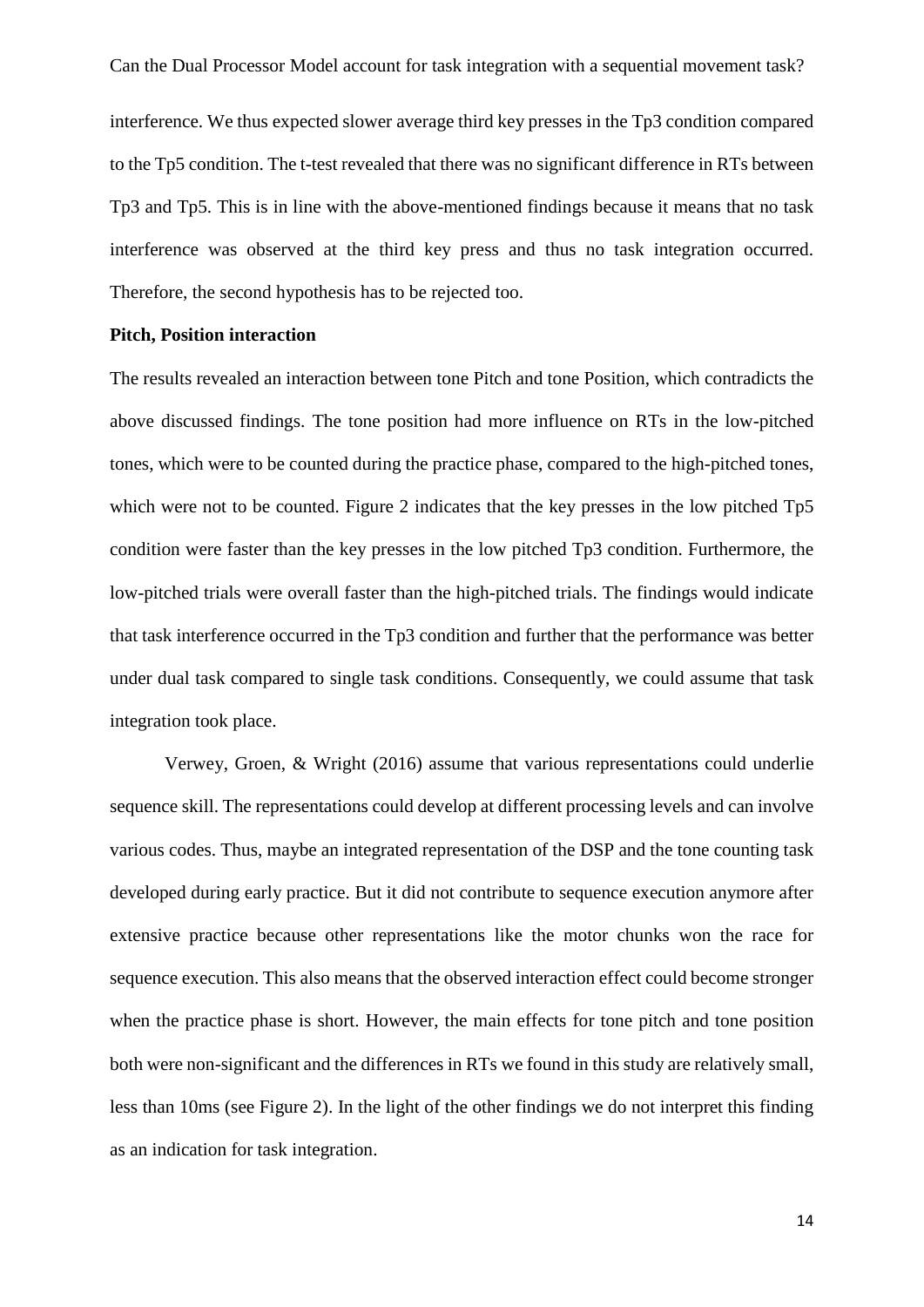interference. We thus expected slower average third key presses in the Tp3 condition compared to the Tp5 condition. The t-test revealed that there was no significant difference in RTs between Tp3 and Tp5. This is in line with the above-mentioned findings because it means that no task interference was observed at the third key press and thus no task integration occurred. Therefore, the second hypothesis has to be rejected too.

**Pitch, Position interaction**

The results revealed an interaction between tone Pitch and tone Position, which contradicts the above discussed findings. The tone position had more influence on RTs in the low-pitched tones, which were to be counted during the practice phase, compared to the high-pitched tones, which were not to be counted. Figure 2 indicates that the key presses in the low pitched Tp5 condition were faster than the key presses in the low pitched Tp3 condition. Furthermore, the low-pitched trials were overall faster than the high-pitched trials. The findings would indicate that task interference occurred in the Tp3 condition and further that the performance was better under dual task compared to single task conditions. Consequently, we could assume that task integration took place.

Verwey, Groen, & Wright (2016) assume that various representations could underlie sequence skill. The representations could develop at different processing levels and can involve various codes. Thus, maybe an integrated representation of the DSP and the tone counting task developed during early practice. But it did not contribute to sequence execution anymore after extensive practice because other representations like the motor chunks won the race for sequence execution. This also means that the observed interaction effect could become stronger when the practice phase is short. However, the main effects for tone pitch and tone position both were non-significant and the differences in RTs we found in this study are relatively small, less than 10ms (see Figure 2). In the light of the other findings we do not interpret this finding as an indication for task integration.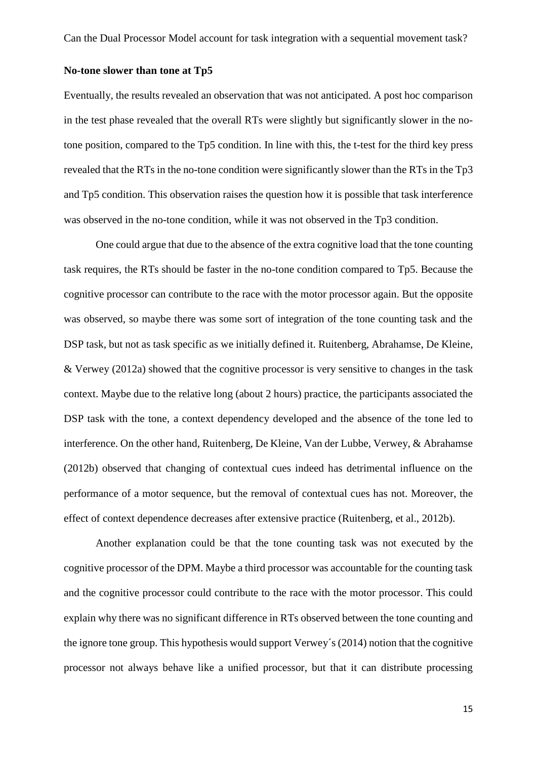### No-tone slower than tone at Tp5

Eventually, the results revealed an observation that was not anticipated. A post hoc comparison in the test phase revealed that the overall RTs were slightly but significantly slower in the no-tone position, compared to the Tp5 condition. In line with this, the t-test for the third key press revealed that the RTs in the no-tone condition were significantly slower than the RTs in the Tp3 and Tp5 condition. This observation raises the question how it is possible that task interference was observed in the no-tone condition, while it was not observed in the Tp3 condition.

One could argue that due to the absence of the extra cognitive load that the tone counting task requires, the RTs should be faster in the no-tone condition compared to Tp5. Because the cognitive processor can contribute to the race with the motor processor again. But the opposite was observed, so maybe there was some sort of integration of the tone counting task and the DSP task, but not as task specific as we initially defined it. Ruitenberg, Abrahamse, De Kleine, & Verwey (2012a) showed that the cognitive processor is very sensitive to changes in the task context. Maybe due to the relative long (about 2 hours) practice, the participants associated the DSP task with the tone, a context dependency developed and the absence of the tone led to interference. On the other hand, Ruitenberg, De Kleine, Van der Lubbe, Verwey, & Abrahamse (2012b) observed that changing of contextual cues indeed has detrimental influence on the performance of a motor sequence, but the removal of contextual cues has not. Moreover, the effect of context dependence decreases after extensive practice (Ruitenberg, et al., 2012b).

Another explanation could be that the tone counting task was not executed by the cognitive processor of the DPM. Maybe a third processor was accountable for the counting task and the cognitive processor could contribute to the race with the motor processor. This could explain why there was no significant difference in RTs observed between the tone counting and the ignore tone group. This hypothesis would support Verwey´s (2014) notion that the cognitive processor not always behave like a unified processor, but that it can distribute processing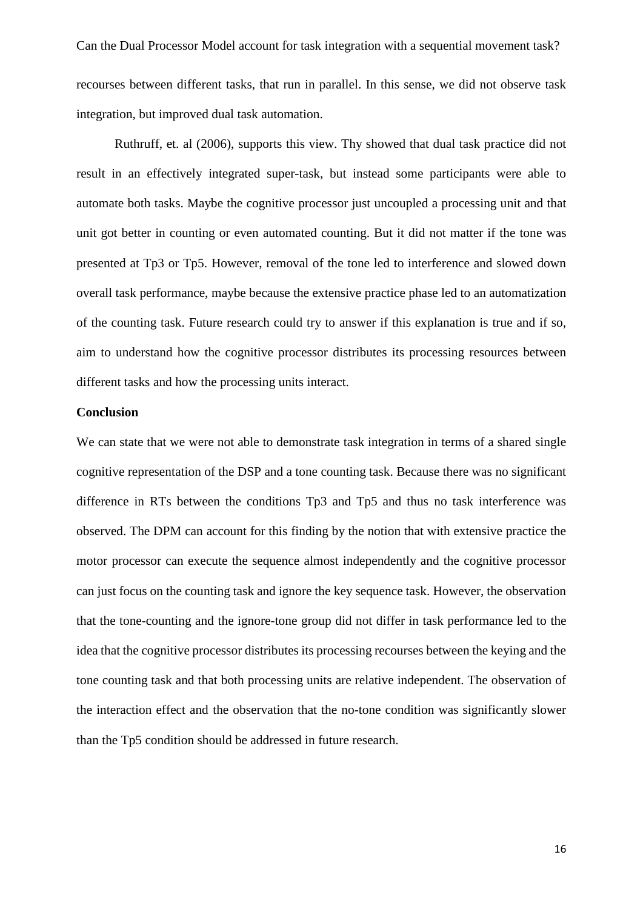recourses between different tasks, that run in parallel. In this sense, we did not observe task integration, but improved dual task automation.

Ruthruff, et. al (2006), supports this view. Thy showed that dual task practice did not result in an effectively integrated super-task, but instead some participants were able to automate both tasks. Maybe the cognitive processor just uncoupled a processing unit and that unit got better in counting or even automated counting. But it did not matter if the tone was presented at Tp3 or Tp5. However, removal of the tone led to interference and slowed down overall task performance, maybe because the extensive practice phase led to an automatization of the counting task. Future research could try to answer if this explanation is true and if so, aim to understand how the cognitive processor distributes its processing resources between different tasks and how the processing units interact.

## Conclusion

We can state that we were not able to demonstrate task integration in terms of a shared single cognitive representation of the DSP and a tone counting task. Because there was no significant difference in RTs between the conditions Tp3 and Tp5 and thus no task interference was observed. The DPM can account for this finding by the notion that with extensive practice the motor processor can execute the sequence almost independently and the cognitive processor can just focus on the counting task and ignore the key sequence task. However, the observation that the tone-counting and the ignore-tone group did not differ in task performance led to the idea that the cognitive processor distributes its processing recourses between the keying and the tone counting task and that both processing units are relative independent. The observation of the interaction effect and the observation that the no-tone condition was significantly slower than the Tp5 condition should be addressed in future research.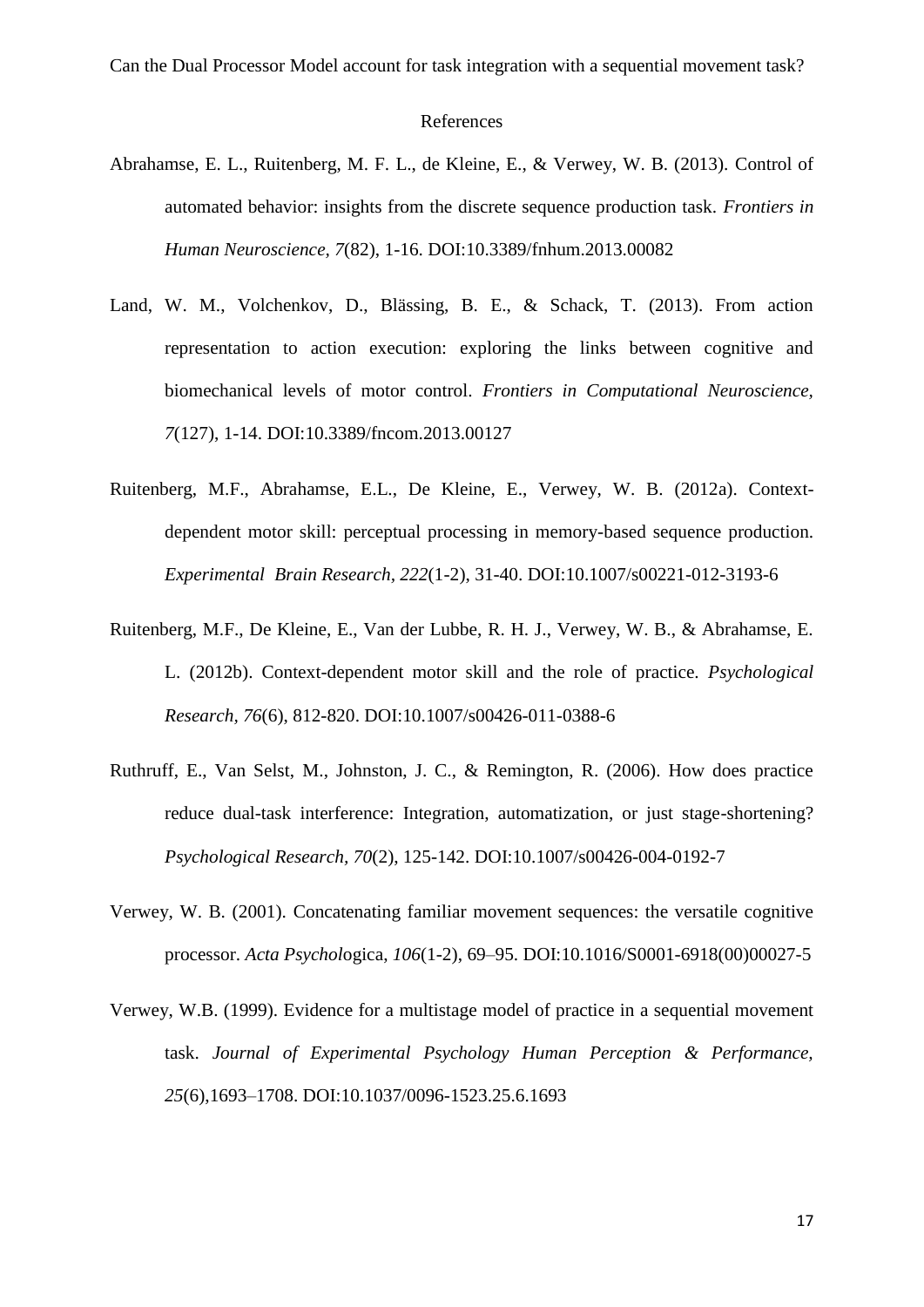## References

Abrahamse, E. L., Ruitenberg, M. F. L., de Kleine, E., & Verwey, W. B. (2013). Control of automated behavior: insights from the discrete sequence production task. *Frontiers in Human Neuroscience, 7*(82), 1-16. DOI:10.3389/fnhum.2013.00082

Land, W. M., Volchenkov, D., Blässing, B. E., & Schack, T. (2013). From action representation to action execution: exploring the links between cognitive and biomechanical levels of motor control. *Frontiers in Computational Neuroscience, 7*(127), 1-14. DOI:10.3389/fncom.2013.00127

Ruitenberg, M.F., Abrahamse, E.L., De Kleine, E., Verwey, W. B. (2012a). Context-dependent motor skill: perceptual processing in memory-based sequence production. *Experimental Brain Research, 222*(1-2), 31-40. DOI:10.1007/s00221-012-3193-6

Ruitenberg, M.F., De Kleine, E., Van der Lubbe, R. H. J., Verwey, W. B., & Abrahamse, E. L. (2012b). Context-dependent motor skill and the role of practice. *Psychological Research, 76*(6), 812-820. DOI:10.1007/s00426-011-0388-6

Ruthruff, E., Van Selst, M., Johnston, J. C., & Remington, R. (2006). How does practice reduce dual-task interference: Integration, automatization, or just stage-shortening? *Psychological Research, 70*(2), 125-142. DOI:10.1007/s00426-004-0192-7

Verwey, W. B. (2001). Concatenating familiar movement sequences: the versatile cognitive processor. *Acta Psychol*ogica, *106*(1-2), 69–95. DOI:10.1016/S0001-6918(00)00027-5

Verwey, W.B. (1999). Evidence for a multistage model of practice in a sequential movement task. *Journal of Experimental Psychology Human Perception & Performance, 25*(6),1693–1708. DOI:10.1037/0096-1523.25.6.1693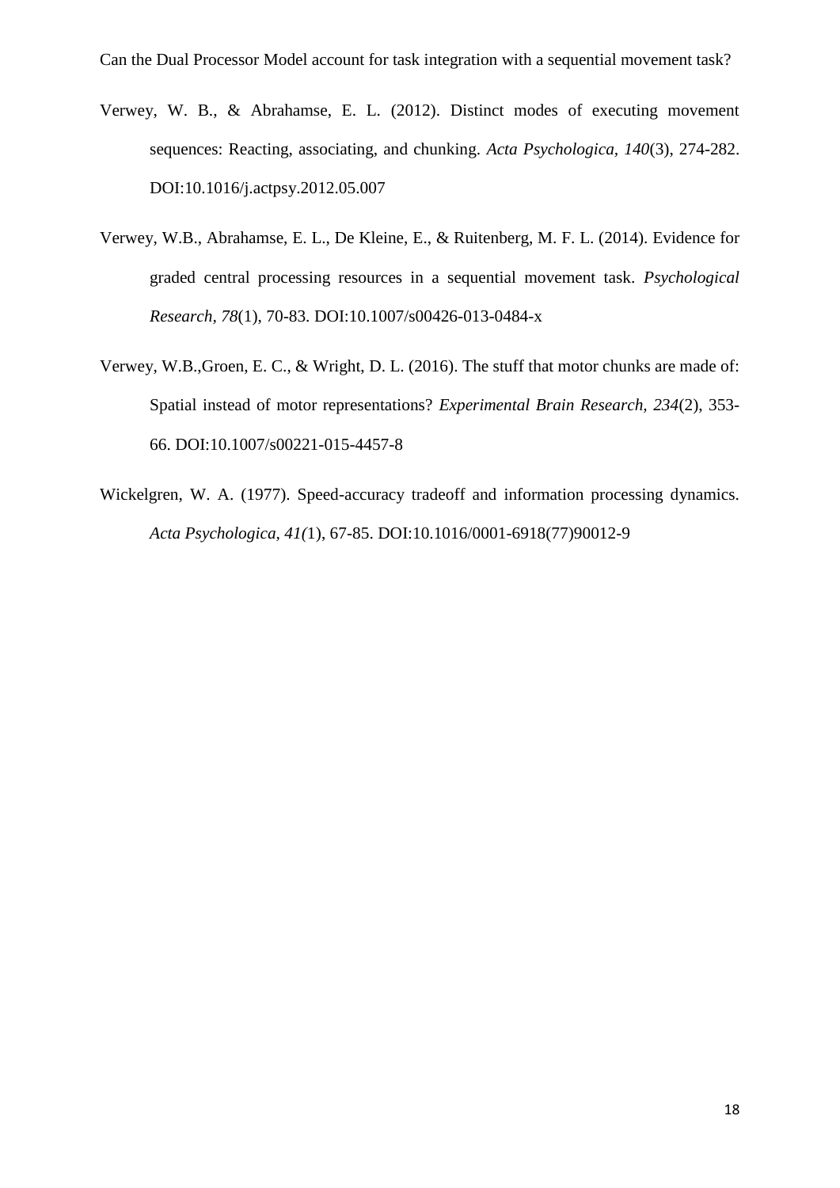Verwey, W. B., & Abrahamse, E. L. (2012). Distinct modes of executing movement sequences: Reacting, associating, and chunking. *Acta Psychologica, 140*(3), 274-282. DOI:10.1016/j.actpsy.2012.05.007

Verwey, W.B., Abrahamse, E. L., De Kleine, E., & Ruitenberg, M. F. L. (2014). Evidence for graded central processing resources in a sequential movement task. *Psychological Research, 78*(1), 70-83. DOI:10.1007/s00426-013-0484-x

Verwey, W.B.,Groen, E. C., & Wright, D. L. (2016). The stuff that motor chunks are made of: Spatial instead of motor representations? *Experimental Brain Research, 234*(2), 353-66. DOI:10.1007/s00221-015-4457-8

Wickelgren, W. A. (1977). Speed-accuracy tradeoff and information processing dynamics. *Acta Psychologica, 41(*1), 67-85. DOI:10.1016/0001-6918(77)90012-9